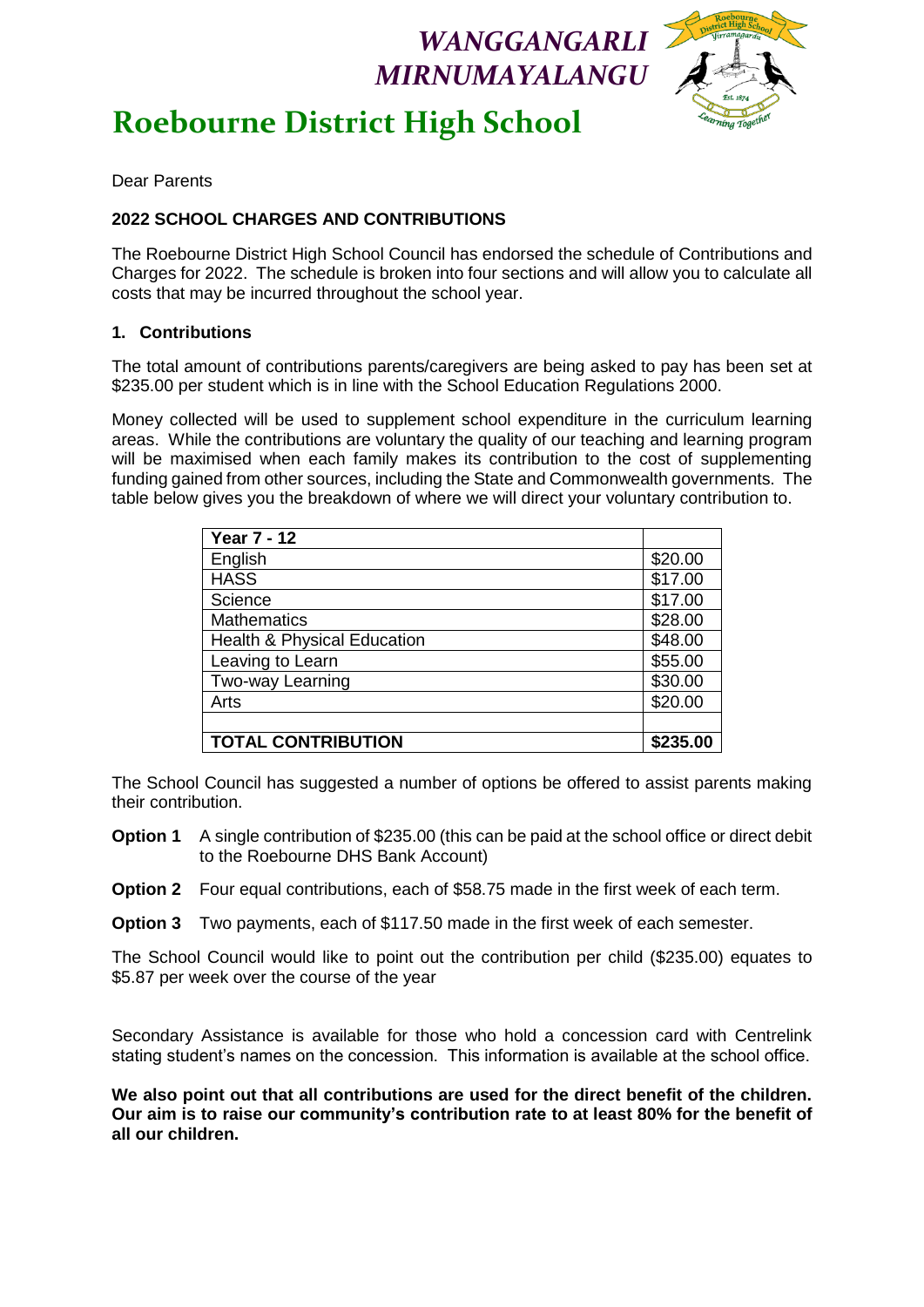# *WANGGANGARLI MIRNUMAYALANGU*

# Roebourne District High School

Dear Parents

**2022 SCHOOL CHARGES AND CONTRIBUTIONS**

The Roebourne District High School Council has endorsed the schedule of Contributions and Charges for 2022. The schedule is broken into four sections and will allow you to calculate all costs that may be incurred throughout the school year.

## 1. Contributions

The total amount of contributions parents/caregivers are being asked to pay has been set at $235.00 per student which is in line with the School Education Regulations 2000.

Money collected will be used to supplement school expenditure in the curriculum learning areas. While the contributions are voluntary the quality of our teaching and learning program will be maximised when each family makes its contribution to the cost of supplementing funding gained from other sources, including the State and Commonwealth governments. The table below gives you the breakdown of where we will direct your voluntary contribution to.

| **Year 7 - 12** | |
|---|---|
| English | $20.00 |
| HASS | $17.00 |
| Science | $17.00 |
| Mathematics | $28.00 |
| Health & Physical Education | $48.00 |
| Leaving to Learn | $55.00 |
| Two-way Learning | $30.00 |
| Arts | $20.00 |
| | |
| **TOTAL CONTRIBUTION** | **$235.00** |

The School Council has suggested a number of options be offered to assist parents making their contribution.

**Option 1** A single contribution of $235.00 (this can be paid at the school office or direct debit to the Roebourne DHS Bank Account)

**Option 2** Four equal contributions, each of $58.75 made in the first week of each term.

**Option 3** Two payments, each of $117.50 made in the first week of each semester.

The School Council would like to point out the contribution per child ($235.00) equates to $5.87 per week over the course of the year

Secondary Assistance is available for those who hold a concession card with Centrelink stating student's names on the concession. This information is available at the school office.

**We also point out that all contributions are used for the direct benefit of the children. Our aim is to raise our community's contribution rate to at least 80% for the benefit of all our children.**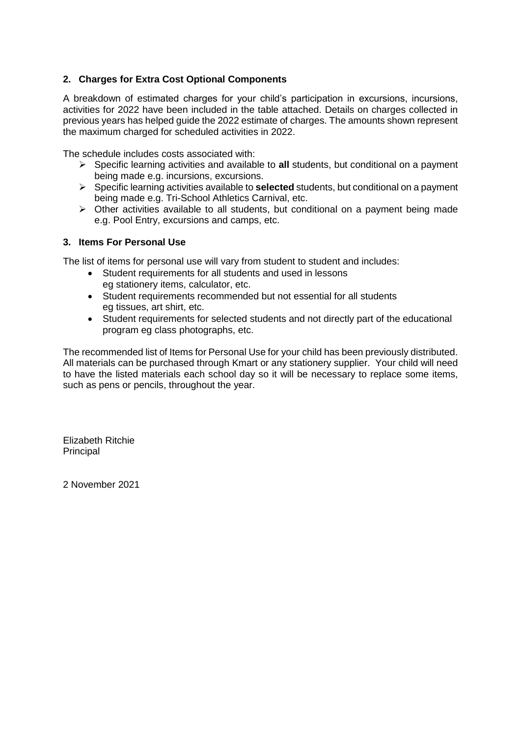## 2. Charges for Extra Cost Optional Components

A breakdown of estimated charges for your child's participation in excursions, incursions, activities for 2022 have been included in the table attached. Details on charges collected in previous years has helped guide the 2022 estimate of charges. The amounts shown represent the maximum charged for scheduled activities in 2022.

The schedule includes costs associated with:

- Specific learning activities and available to **all** students, but conditional on a payment being made e.g. incursions, excursions.
- Specific learning activities available to **selected** students, but conditional on a payment being made e.g. Tri-School Athletics Carnival, etc.
- Other activities available to all students, but conditional on a payment being made e.g. Pool Entry, excursions and camps, etc.

## 3. Items For Personal Use

The list of items for personal use will vary from student to student and includes:

- Student requirements for all students and used in lessons eg stationery items, calculator, etc.
- Student requirements recommended but not essential for all students eg tissues, art shirt, etc.
- Student requirements for selected students and not directly part of the educational program eg class photographs, etc.

The recommended list of Items for Personal Use for your child has been previously distributed. All materials can be purchased through Kmart or any stationery supplier. Your child will need to have the listed materials each school day so it will be necessary to replace some items, such as pens or pencils, throughout the year.

Elizabeth Ritchie
Principal

2 November 2021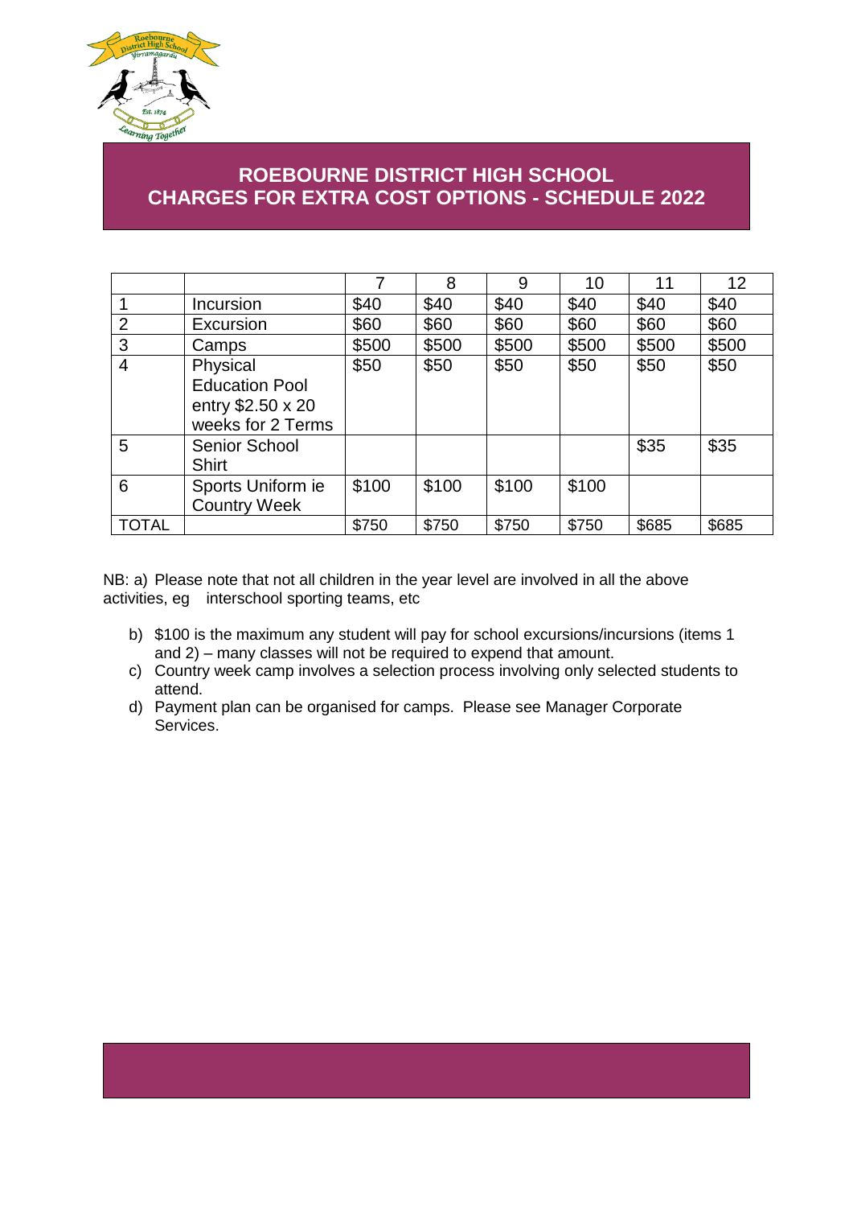# ROEBOURNE DISTRICT HIGH SCHOOL
# CHARGES FOR EXTRA COST OPTIONS - SCHEDULE 2022

| | | 7 | 8 | 9 | 10 | 11 | 12 |
|---|---|---|---|---|---|---|---|
| 1 | Incursion | $40 | $40 | $40 | $40 | $40 | $40 |
| 2 | Excursion | $60 | $60 | $60 | $60 | $60 | $60 |
| 3 | Camps | $500 | $500 | $500 | $500 | $500 | $500 |
| 4 | Physical Education Pool entry $2.50 x 20 weeks for 2 Terms | $50 | $50 | $50 | $50 | $50 | $50 |
| 5 | Senior School Shirt | | | | | $35 | $35 |
| 6 | Sports Uniform ie Country Week | $100 | $100 | $100 | $100 | | |
| TOTAL | | $750 | $750 | $750 | $750 | $685 | $685 |

NB: a) Please note that not all children in the year level are involved in all the above activities, eg interschool sporting teams, etc

b) $100 is the maximum any student will pay for school excursions/incursions (items 1 and 2) – many classes will not be required to expend that amount.

c) Country week camp involves a selection process involving only selected students to attend.

d) Payment plan can be organised for camps. Please see Manager Corporate Services.